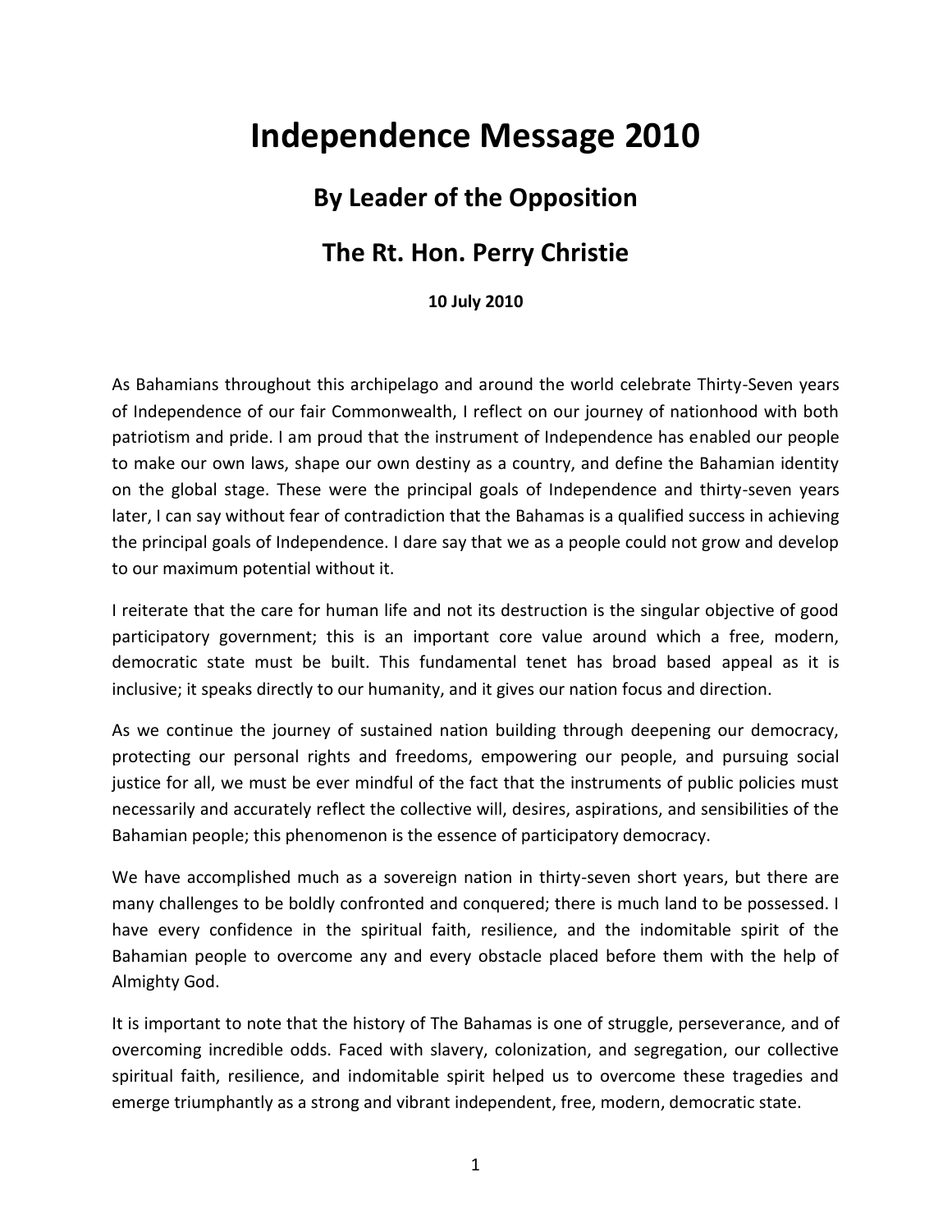# Independence Message 2010

## By Leader of the Opposition

## The Rt. Hon. Perry Christie

**10 July 2010**

As Bahamians throughout this archipelago and around the world celebrate Thirty-Seven years of Independence of our fair Commonwealth, I reflect on our journey of nationhood with both patriotism and pride. I am proud that the instrument of Independence has enabled our people to make our own laws, shape our own destiny as a country, and define the Bahamian identity on the global stage. These were the principal goals of Independence and thirty-seven years later, I can say without fear of contradiction that the Bahamas is a qualified success in achieving the principal goals of Independence. I dare say that we as a people could not grow and develop to our maximum potential without it.

I reiterate that the care for human life and not its destruction is the singular objective of good participatory government; this is an important core value around which a free, modern, democratic state must be built. This fundamental tenet has broad based appeal as it is inclusive; it speaks directly to our humanity, and it gives our nation focus and direction.

As we continue the journey of sustained nation building through deepening our democracy, protecting our personal rights and freedoms, empowering our people, and pursuing social justice for all, we must be ever mindful of the fact that the instruments of public policies must necessarily and accurately reflect the collective will, desires, aspirations, and sensibilities of the Bahamian people; this phenomenon is the essence of participatory democracy.

We have accomplished much as a sovereign nation in thirty-seven short years, but there are many challenges to be boldly confronted and conquered; there is much land to be possessed. I have every confidence in the spiritual faith, resilience, and the indomitable spirit of the Bahamian people to overcome any and every obstacle placed before them with the help of Almighty God.

It is important to note that the history of The Bahamas is one of struggle, perseverance, and of overcoming incredible odds. Faced with slavery, colonization, and segregation, our collective spiritual faith, resilience, and indomitable spirit helped us to overcome these tragedies and emerge triumphantly as a strong and vibrant independent, free, modern, democratic state.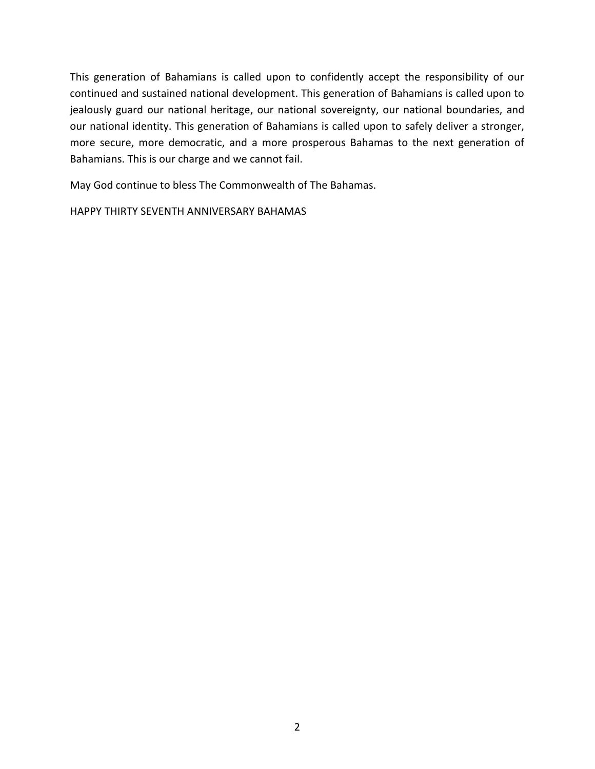This generation of Bahamians is called upon to confidently accept the responsibility of our continued and sustained national development. This generation of Bahamians is called upon to jealously guard our national heritage, our national sovereignty, our national boundaries, and our national identity. This generation of Bahamians is called upon to safely deliver a stronger, more secure, more democratic, and a more prosperous Bahamas to the next generation of Bahamians. This is our charge and we cannot fail.

May God continue to bless The Commonwealth of The Bahamas.

HAPPY THIRTY SEVENTH ANNIVERSARY BAHAMAS